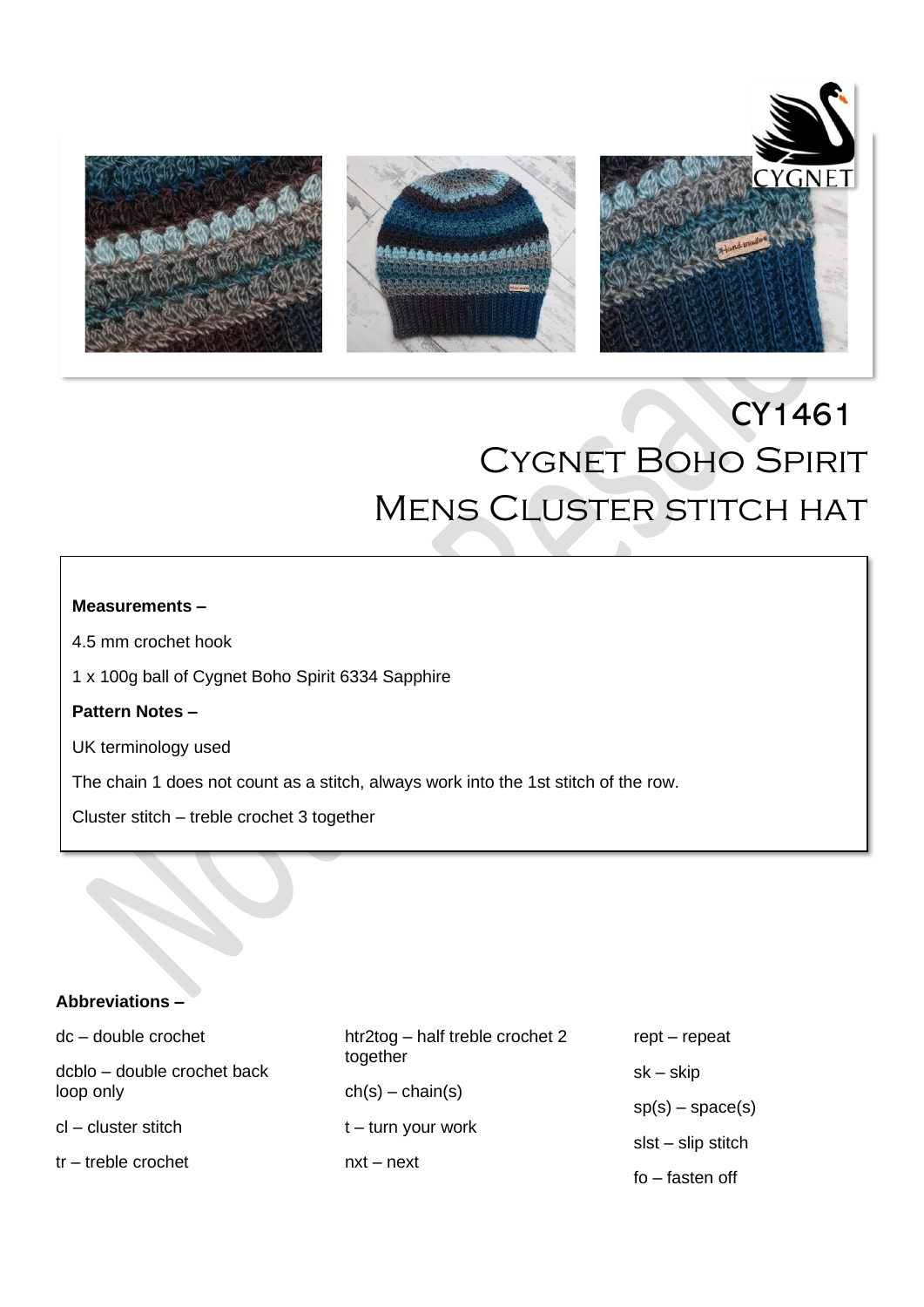# CY1461

# Cygnet Boho Spirit Mens Cluster stitch hat

**Measurements –**

4.5 mm crochet hook

1 x 100g ball of Cygnet Boho Spirit 6334 Sapphire

**Pattern Notes –**

UK terminology used

The chain 1 does not count as a stitch, always work into the 1st stitch of the row.

Cluster stitch – treble crochet 3 together

**Abbreviations –**

dc – double crochet

dcblo – double crochet back loop only

cl – cluster stitch

tr – treble crochet

htr2tog – half treble crochet 2 together

ch(s) – chain(s)

t – turn your work

nxt – next

rept – repeat

sk – skip

sp(s) – space(s)

slst – slip stitch

fo – fasten off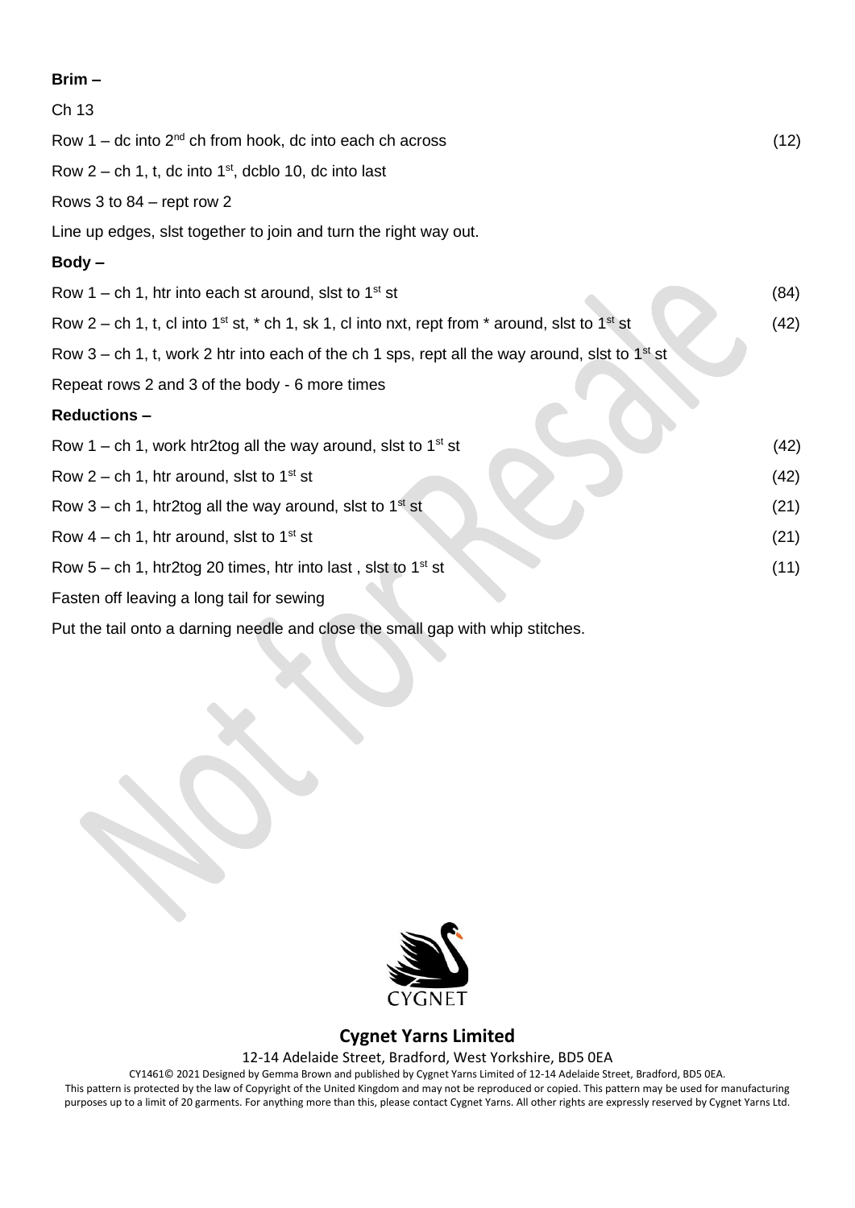**Brim –**

Ch 13

Row 1 – dc into 2nd ch from hook, dc into each ch across (12)

Row 2 – ch 1, t, dc into 1st, dcblo 10, dc into last

Rows 3 to 84 – rept row 2

Line up edges, slst together to join and turn the right way out.

**Body –**

Row 1 – ch 1, htr into each st around, slst to 1st st (84)

Row 2 – ch 1, t, cl into 1st st, * ch 1, sk 1, cl into nxt, rept from * around, slst to 1st st (42)

Row 3 – ch 1, t, work 2 htr into each of the ch 1 sps, rept all the way around, slst to 1st st

Repeat rows 2 and 3 of the body - 6 more times

**Reductions –**

Row 1 – ch 1, work htr2tog all the way around, slst to 1st st (42)

Row 2 – ch 1, htr around, slst to 1st st (42)

Row 3 – ch 1, htr2tog all the way around, slst to 1st st (21)

Row 4 – ch 1, htr around, slst to 1st st (21)

Row 5 – ch 1, htr2tog 20 times, htr into last , slst to 1st st (11)

Fasten off leaving a long tail for sewing

Put the tail onto a darning needle and close the small gap with whip stitches.

CYGNET

**Cygnet Yarns Limited**

12-14 Adelaide Street, Bradford, West Yorkshire, BD5 0EA

CY1461© 2021 Designed by Gemma Brown and published by Cygnet Yarns Limited of 12-14 Adelaide Street, Bradford, BD5 0EA.
This pattern is protected by the law of Copyright of the United Kingdom and may not be reproduced or copied. This pattern may be used for manufacturing purposes up to a limit of 20 garments. For anything more than this, please contact Cygnet Yarns. All other rights are expressly reserved by Cygnet Yarns Ltd.